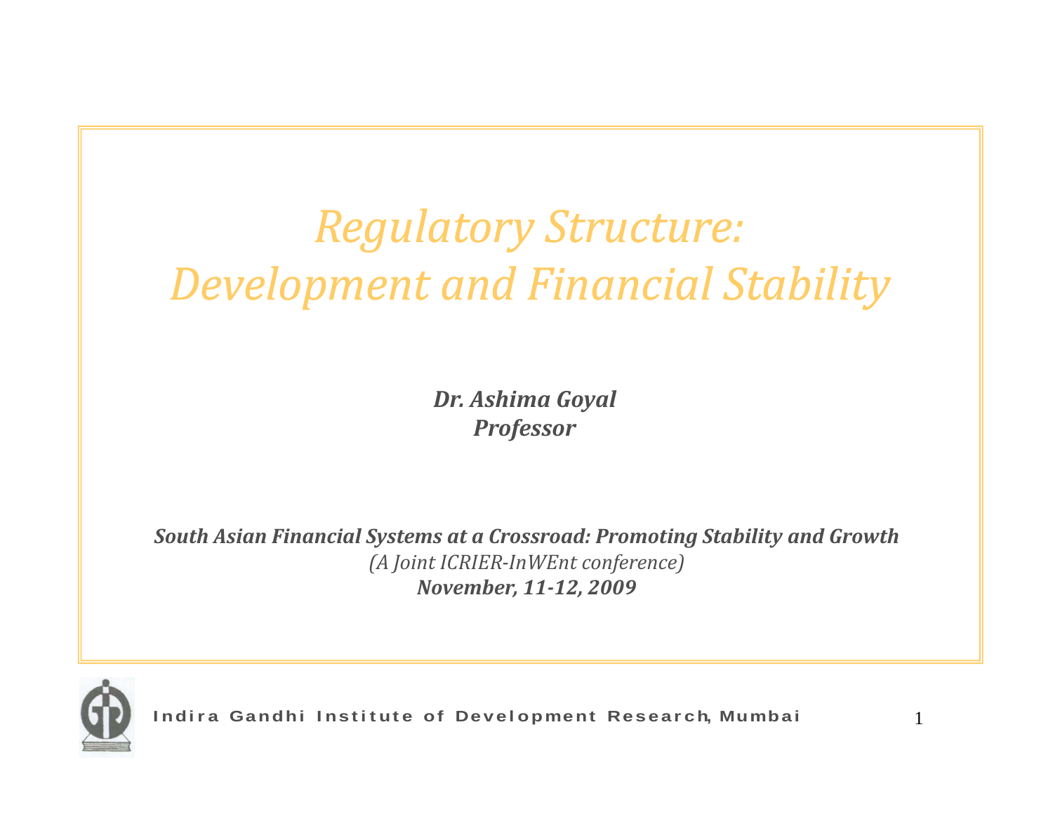# Regulatory Structure: Development and Financial Stability

***Dr. Ashima Goyal***
***Professor***

***South Asian Financial Systems at a Crossroad: Promoting Stability and Growth***
*(A Joint ICRIER-InWEnt conference)*
***November, 11-12, 2009***

**Indira Gandhi Institute of Development Research, Mumbai**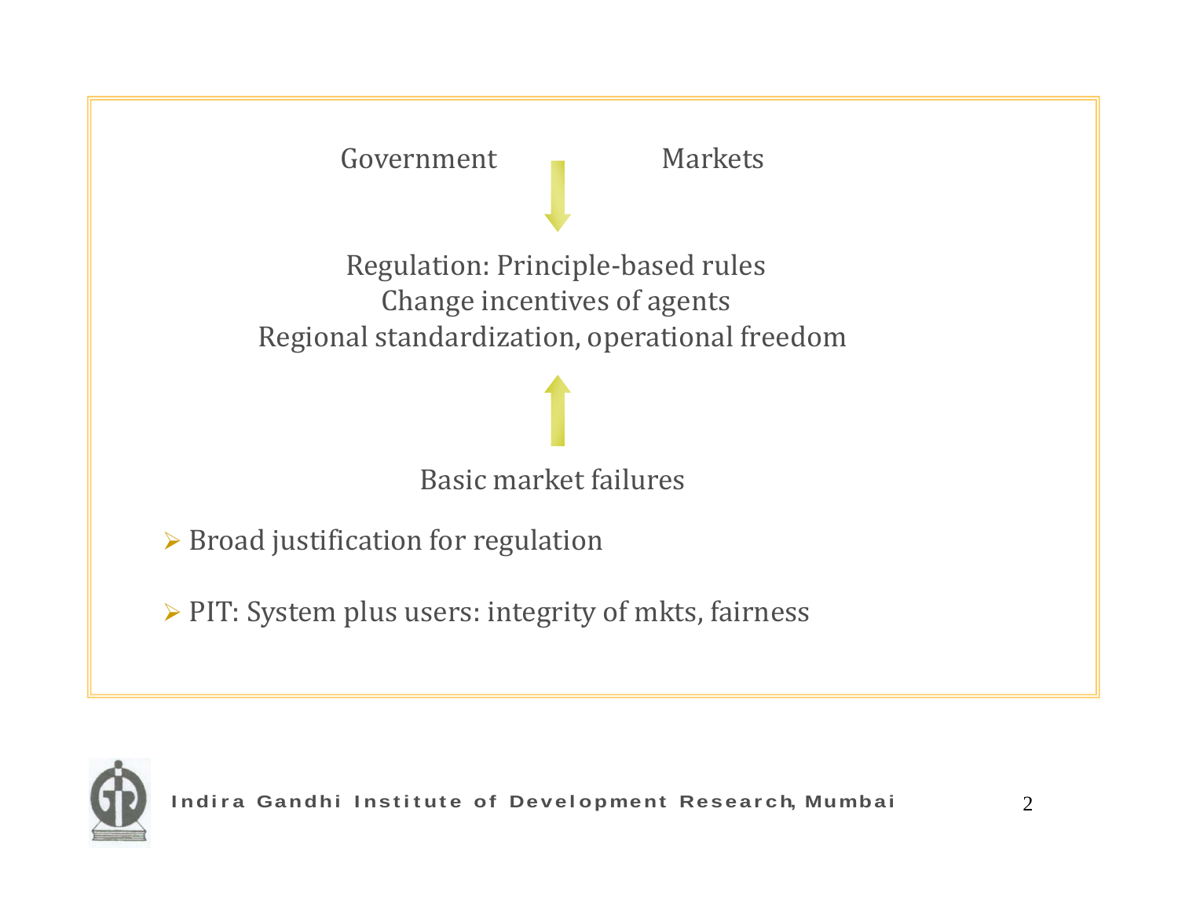Government                Markets

Regulation: Principle-based rules
Change incentives of agents
Regional standardization, operational freedom

Basic market failures

- Broad justification for regulation
- PIT: System plus users: integrity of mkts, fairness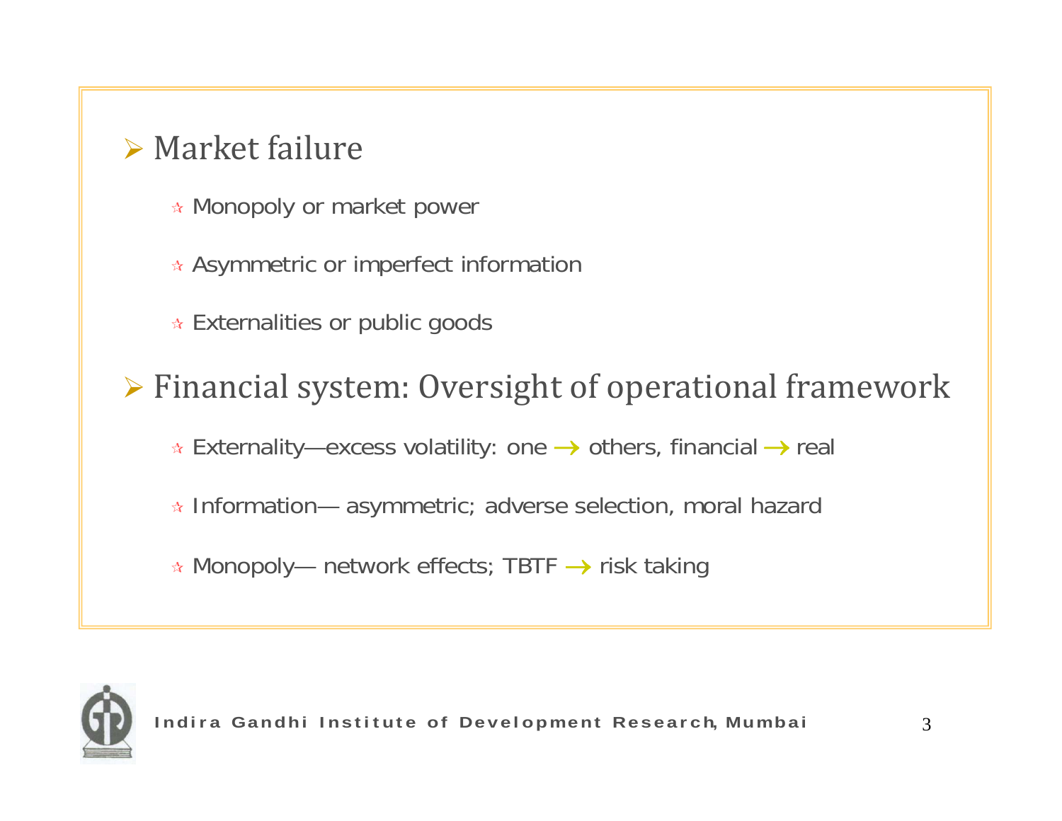- Market failure
  - Monopoly or market power
  - Asymmetric or imperfect information
  - Externalities or public goods
- Financial system: Oversight of operational framework
  - Externality—excess volatility: one → others, financial → real
  - Information— asymmetric; adverse selection, moral hazard
  - Monopoly— network effects; TBTF → risk taking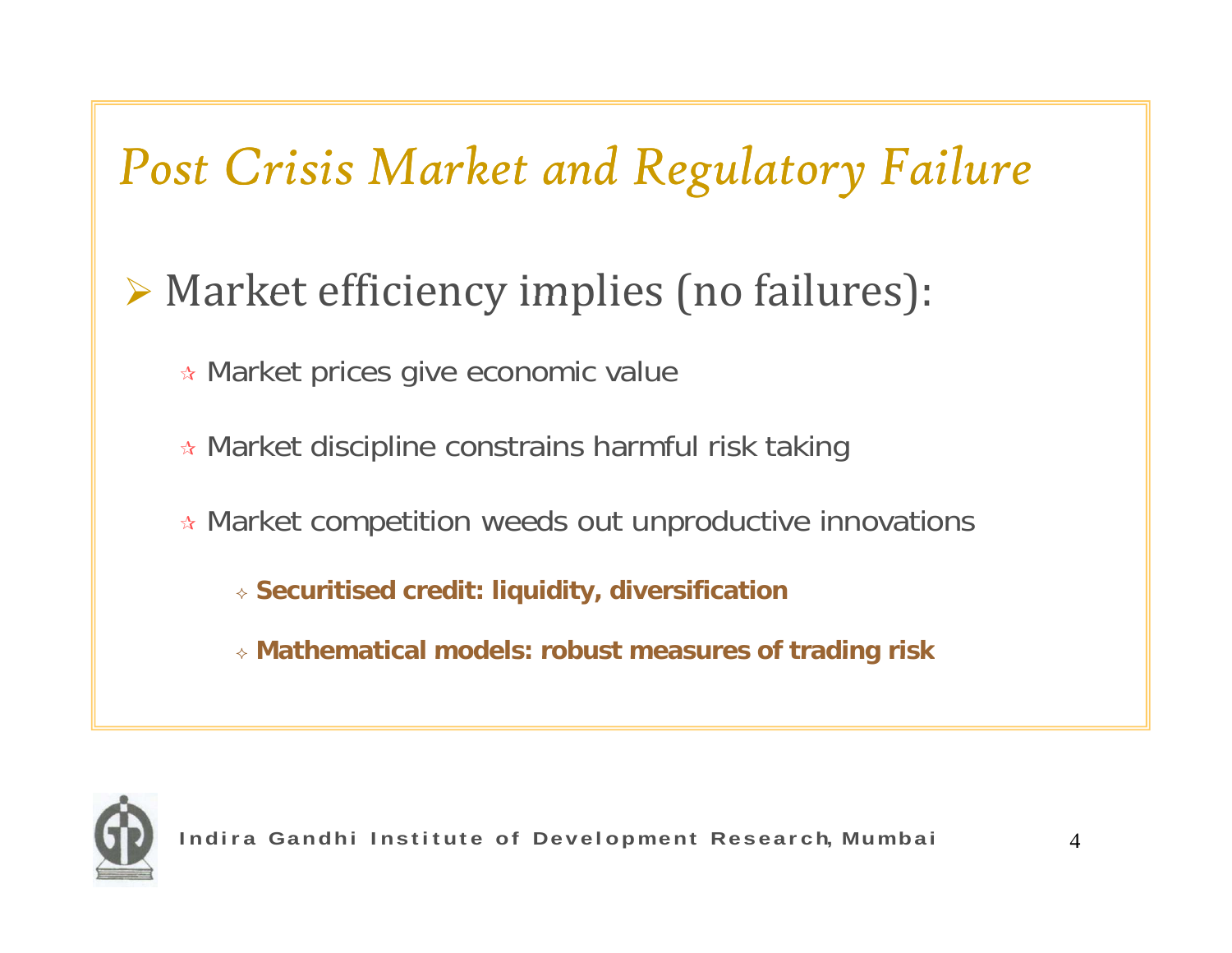# *Post Crisis Market and Regulatory Failure*

- Market efficiency implies (no failures):
  - Market prices give economic value
  - Market discipline constrains harmful risk taking
  - Market competition weeds out unproductive innovations
    - **Securitised credit: liquidity, diversification**
    - **Mathematical models: robust measures of trading risk**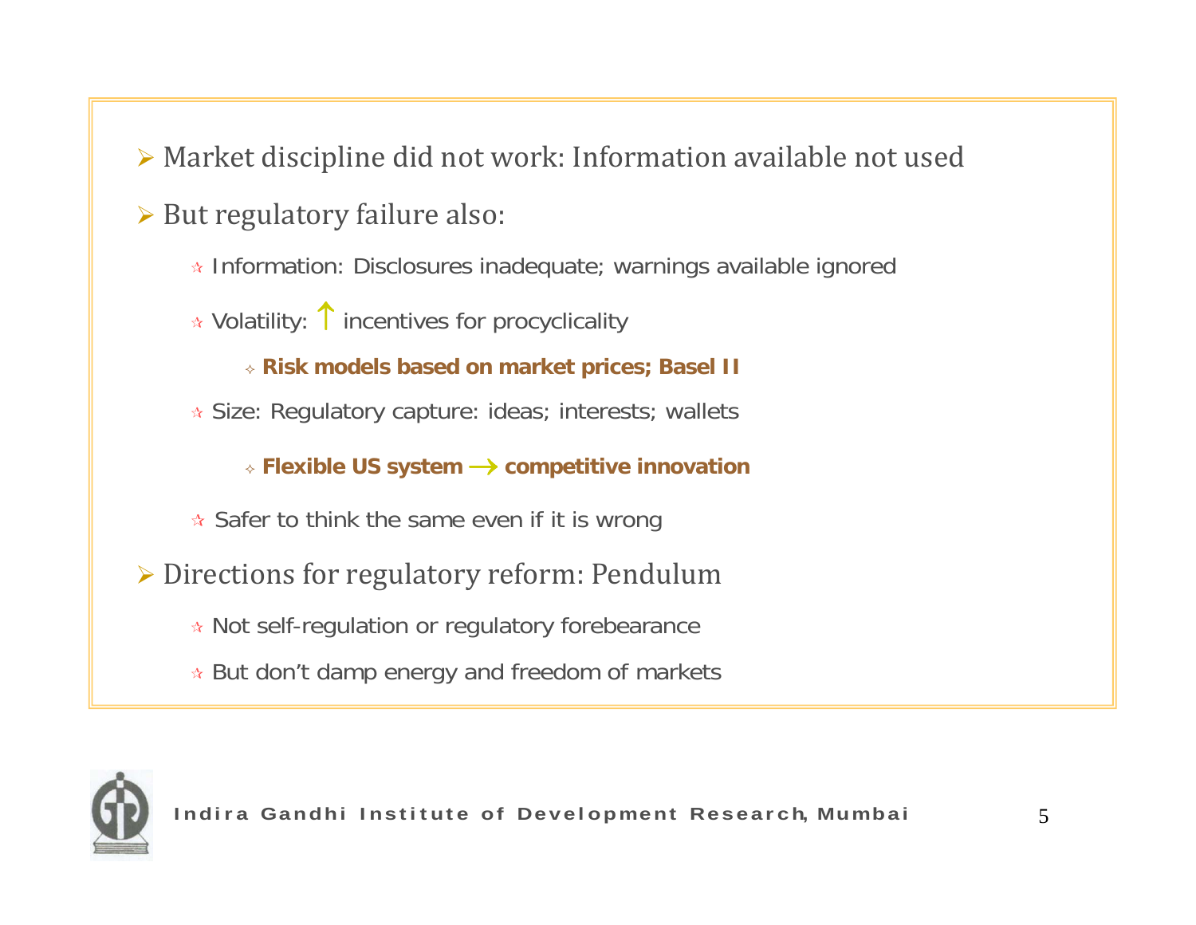- Market discipline did not work: Information available not used
- But regulatory failure also:
  - Information: Disclosures inadequate; warnings available ignored
  - Volatility: ↑ incentives for procyclicality
    - **Risk models based on market prices; Basel II**
  - Size: Regulatory capture: ideas; interests; wallets
    - **Flexible US system → competitive innovation**
  - Safer to think the same even if it is wrong
- Directions for regulatory reform: Pendulum
  - Not self-regulation or regulatory forebearance
  - But don't damp energy and freedom of markets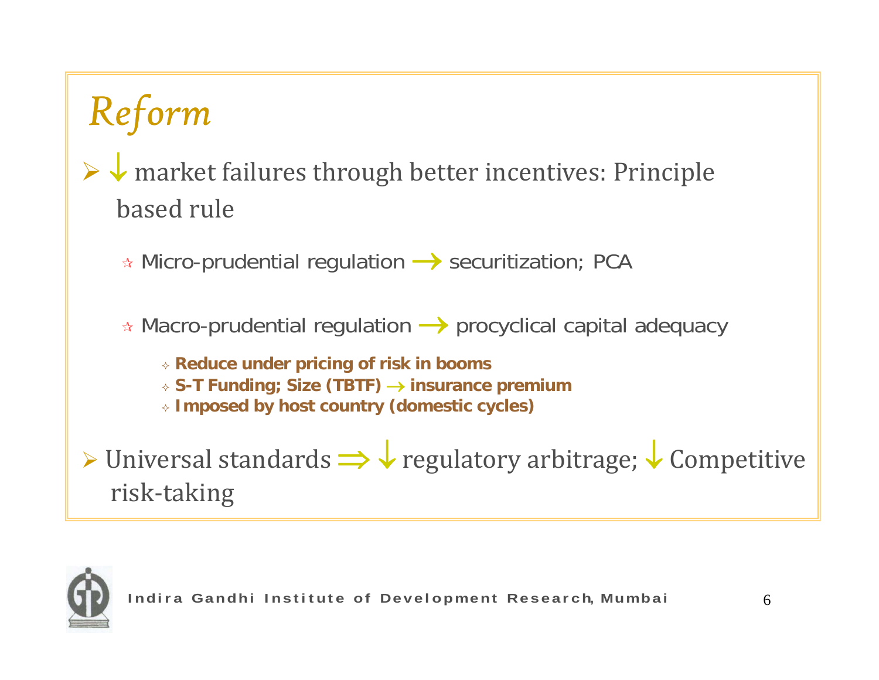# Reform

- ↓ market failures through better incentives: Principle based rule
  - Micro-prudential regulation → securitization; PCA
  - Macro-prudential regulation → procyclical capital adequacy
    - **Reduce under pricing of risk in booms**
    - **S-T Funding; Size (TBTF) → insurance premium**
    - **Imposed by host country (domestic cycles)**
- Universal standards ⇒ ↓ regulatory arbitrage; ↓ Competitive risk-taking

Indira Gandhi Institute of Development Research, Mumbai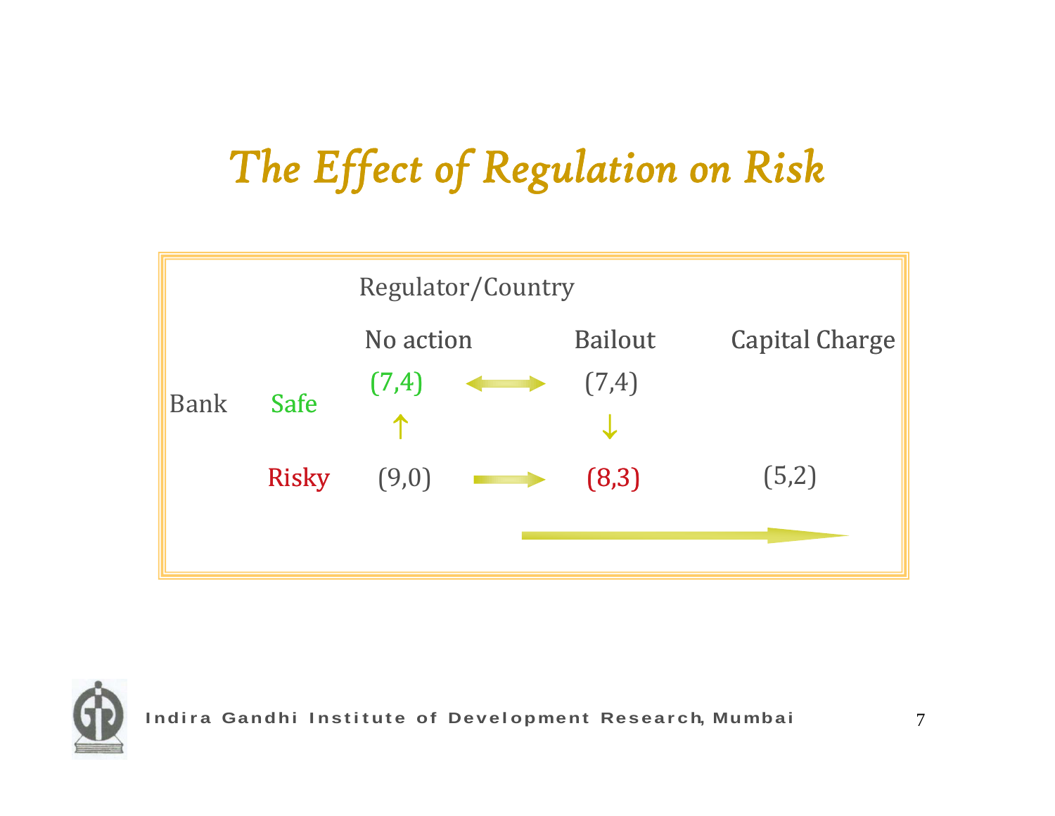# The Effect of Regulation on Risk

| | | Regulator/Country | | |
|---|---|---|---|---|
| | | No action | Bailout | Capital Charge |
| Bank | Safe | (7,4) | (7,4) | |
| | Risky | (9,0) | (8,3) | (5,2) |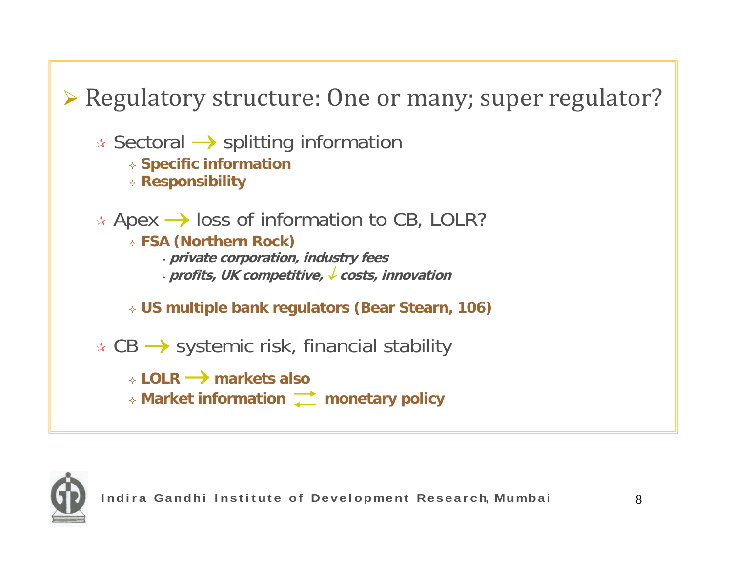## Regulatory structure: One or many; super regulator?

- Sectoral → splitting information
  - **Specific information**
  - **Responsibility**

- Apex → loss of information to CB, LOLR?
  - **FSA (Northern Rock)**
    - ***private corporation, industry fees***
    - ***profits, UK competitive, ↓ costs, innovation***
  - **US multiple bank regulators (Bear Stearn, 106)**

- CB → systemic risk, financial stability
  - **LOLR → markets also**
  - **Market information ⇄ monetary policy**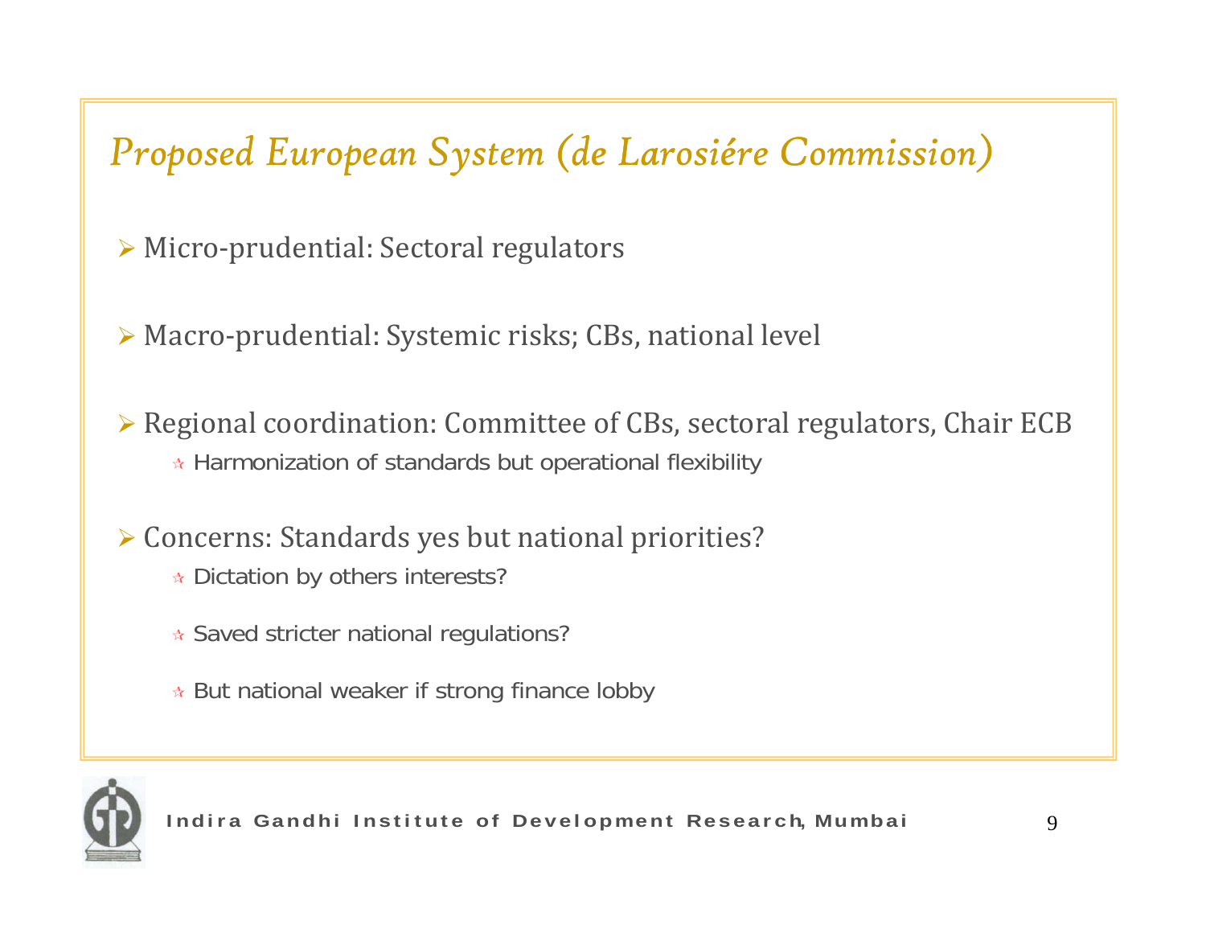# *Proposed European System (de Larosiére Commission)*

- Micro-prudential: Sectoral regulators

- Macro-prudential: Systemic risks; CBs, national level

- Regional coordination: Committee of CBs, sectoral regulators, Chair ECB
  - Harmonization of standards but operational flexibility

- Concerns: Standards yes but national priorities?
  - Dictation by others interests?
  - Saved stricter national regulations?
  - But national weaker if strong finance lobby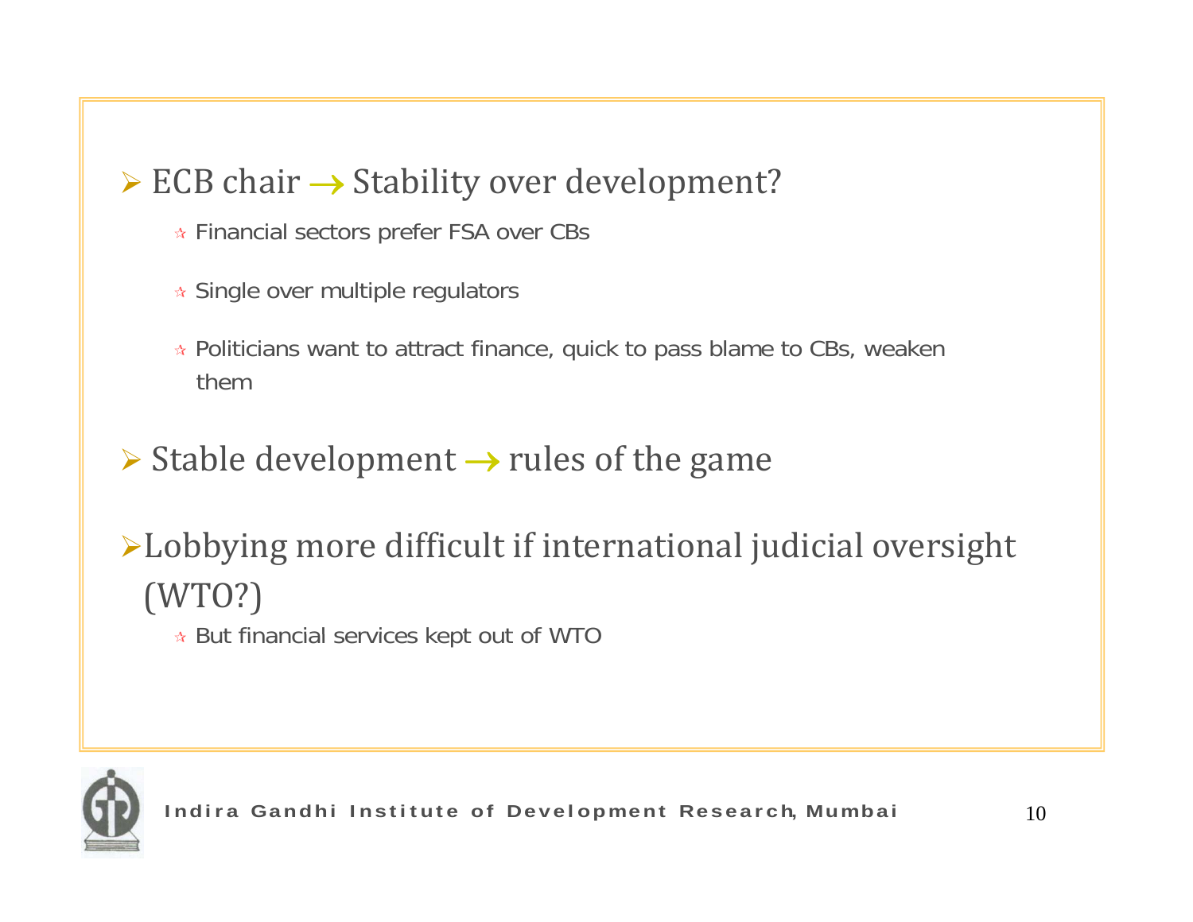- ECB chair → Stability over development?
  - Financial sectors prefer FSA over CBs
  - Single over multiple regulators
  - Politicians want to attract finance, quick to pass blame to CBs, weaken them
- Stable development → rules of the game
- Lobbying more difficult if international judicial oversight (WTO?)
  - But financial services kept out of WTO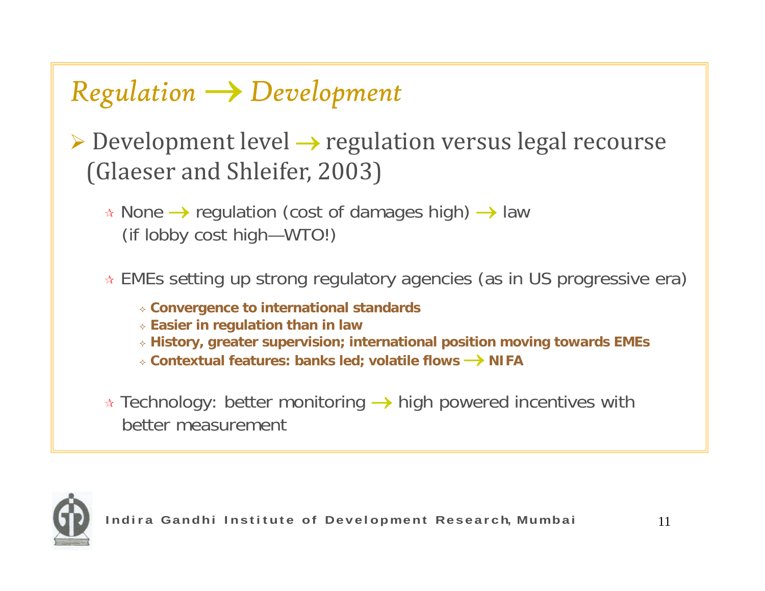# *Regulation → Development*

- Development level → regulation versus legal recourse (Glaeser and Shleifer, 2003)
  - None → regulation (cost of damages high) → law (if lobby cost high—WTO!)
  - EMEs setting up strong regulatory agencies (as in US progressive era)
    - **Convergence to international standards**
    - **Easier in regulation than in law**
    - **History, greater supervision; international position moving towards EMEs**
    - **Contextual features: banks led; volatile flows → NIFA**
  - Technology: better monitoring → high powered incentives with better measurement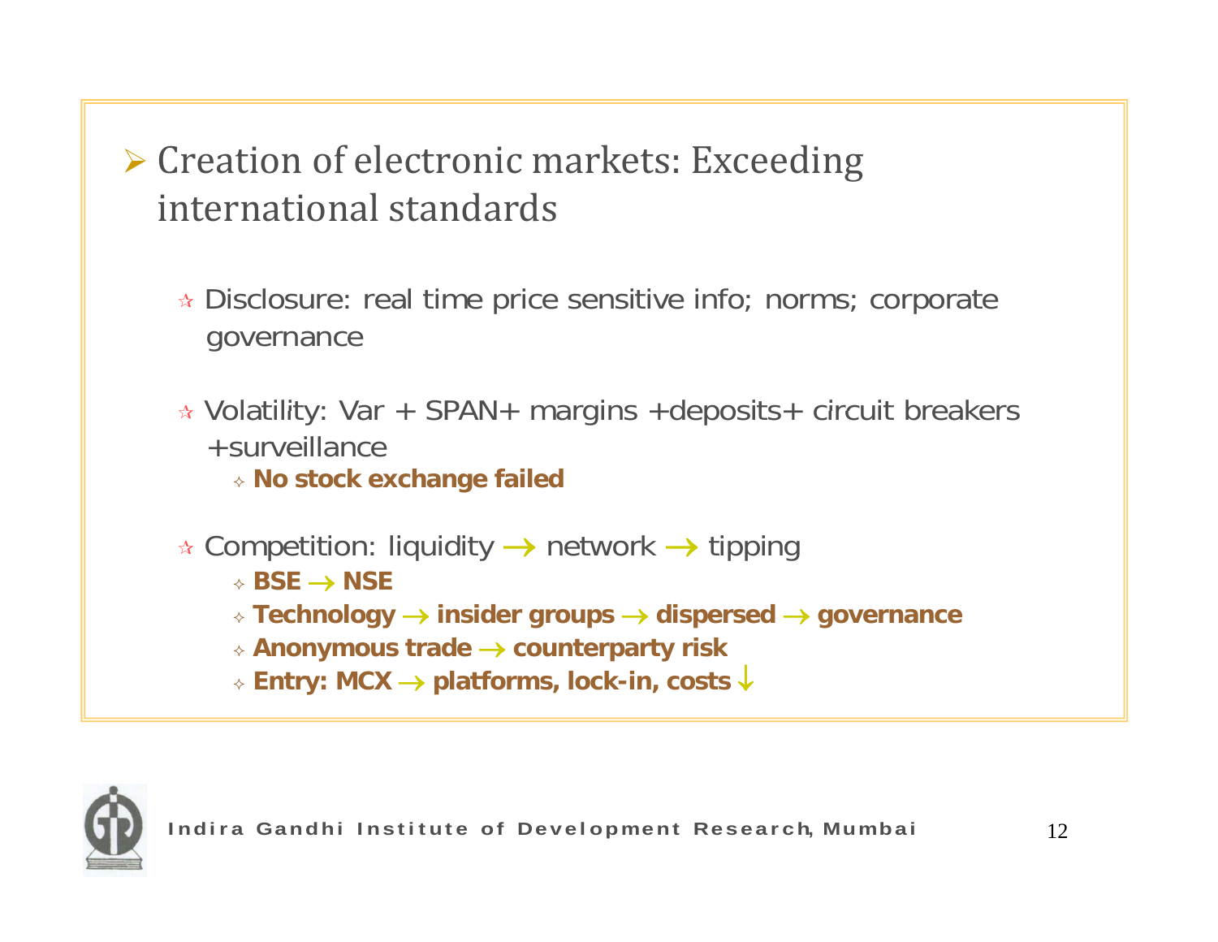## Creation of electronic markets: Exceeding international standards

- Disclosure: real time price sensitive info; norms; corporate governance
- Volatility: Var + SPAN+ margins +deposits+ circuit breakers +surveillance
  - **No stock exchange failed**
- Competition: liquidity → network → tipping
  - **BSE → NSE**
  - **Technology → insider groups → dispersed → governance**
  - **Anonymous trade → counterparty risk**
  - **Entry: MCX → platforms, lock-in, costs ↓**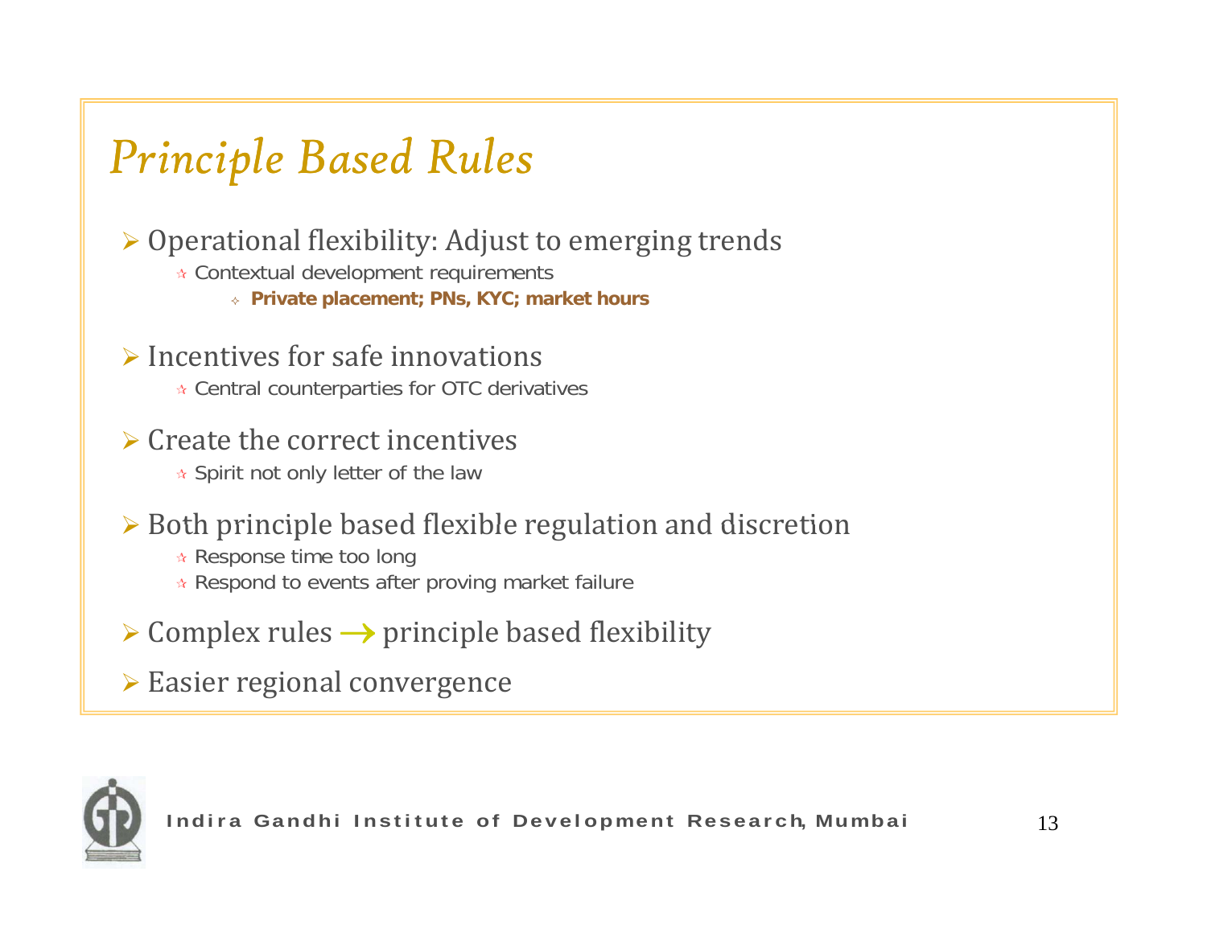# Principle Based Rules

- Operational flexibility: Adjust to emerging trends
  - Contextual development requirements
    - **Private placement; PNs, KYC; market hours**
- Incentives for safe innovations
  - Central counterparties for OTC derivatives
- Create the correct incentives
  - Spirit not only letter of the law
- Both principle based flexible regulation and discretion
  - Response time too long
  - Respond to events after proving market failure
- Complex rules → principle based flexibility
- Easier regional convergence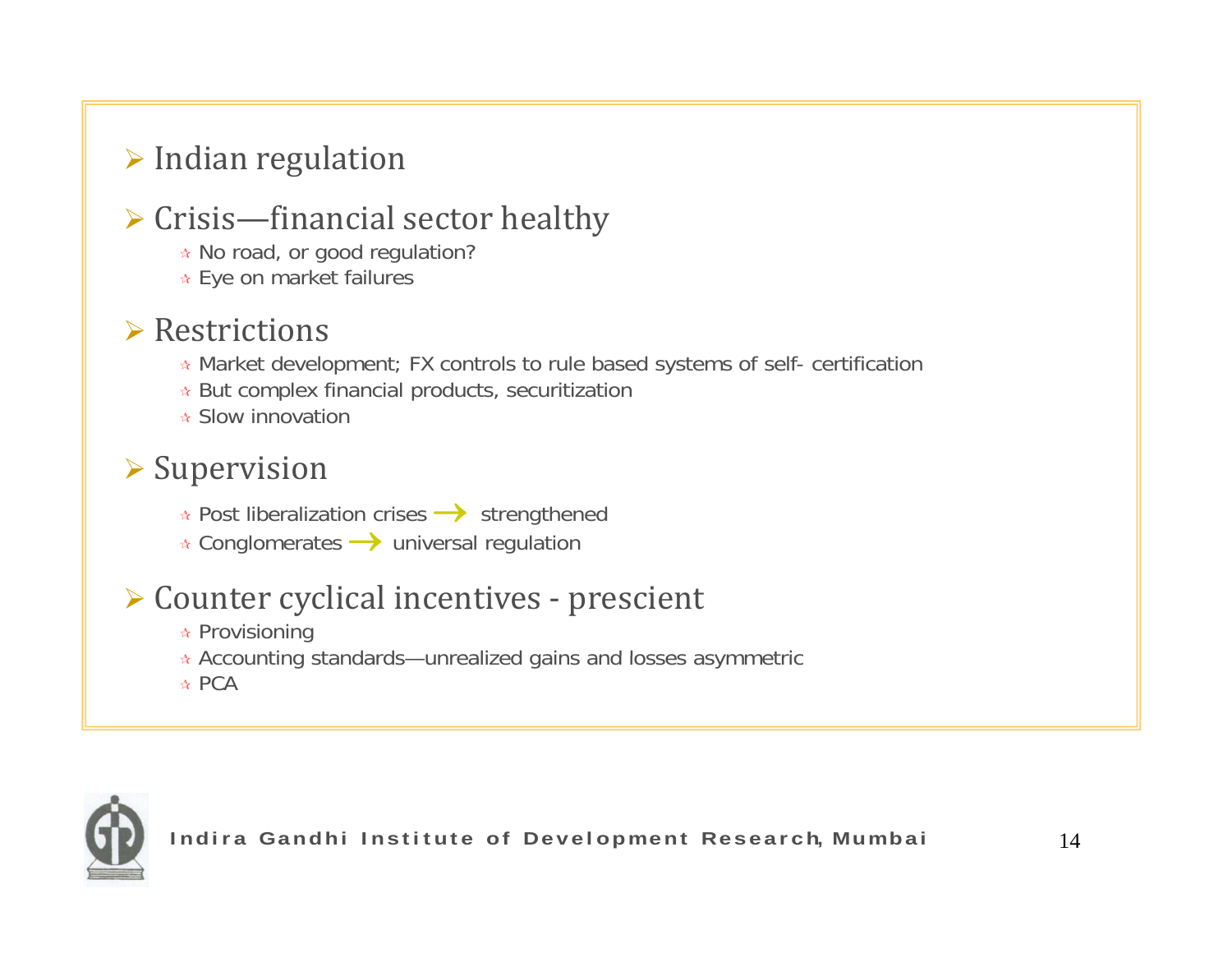- Indian regulation

- Crisis—financial sector healthy
  - No road, or good regulation?
  - Eye on market failures

- Restrictions
  - Market development; FX controls to rule based systems of self- certification
  - But complex financial products, securitization
  - Slow innovation

- Supervision
  - Post liberalization crises → strengthened
  - Conglomerates → universal regulation

- Counter cyclical incentives - prescient
  - Provisioning
  - Accounting standards—unrealized gains and losses asymmetric
  - PCA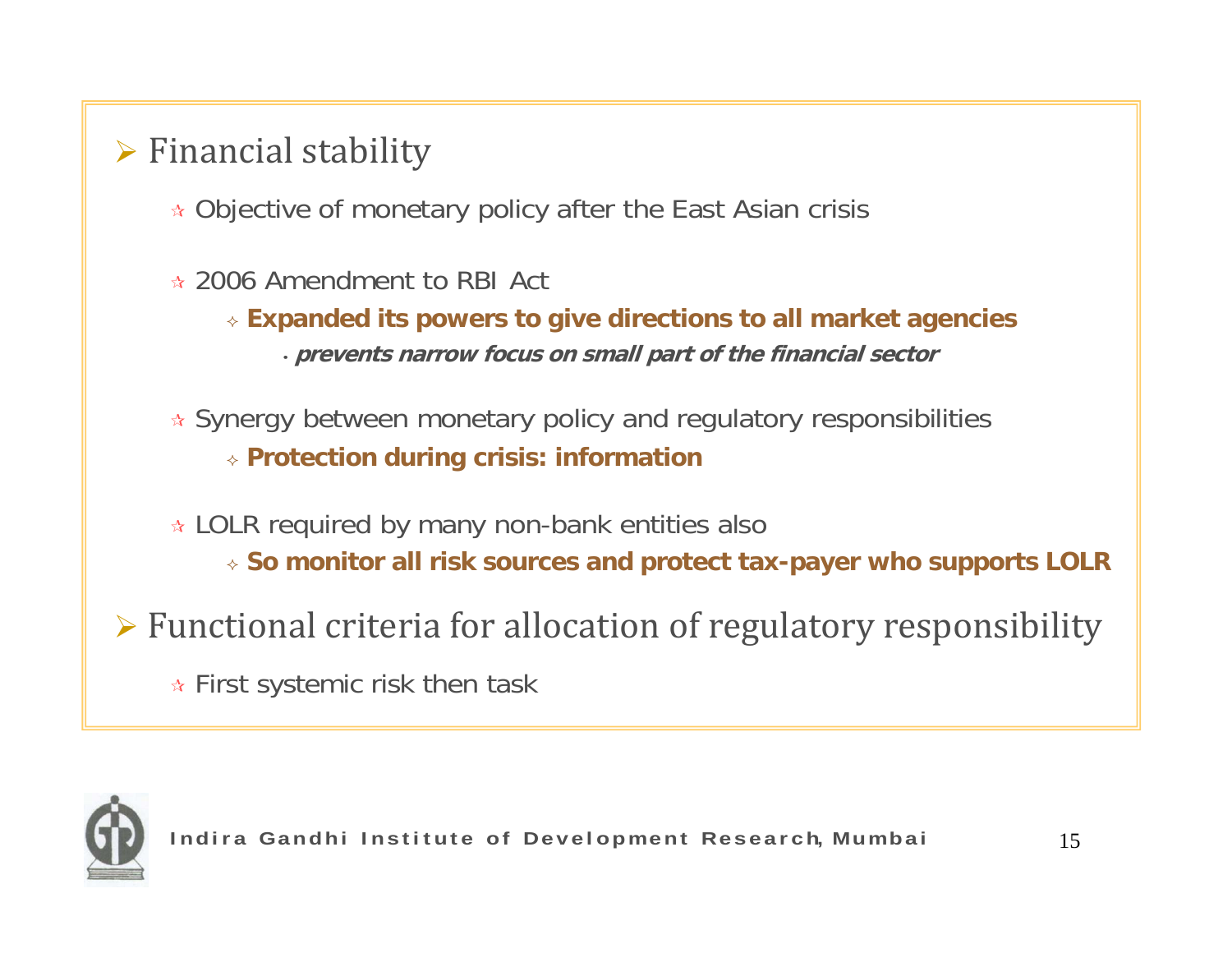- Financial stability
  - Objective of monetary policy after the East Asian crisis
  - 2006 Amendment to RBI Act
    - **Expanded its powers to give directions to all market agencies**
      - ***prevents narrow focus on small part of the financial sector***
  - Synergy between monetary policy and regulatory responsibilities
    - **Protection during crisis: information**
  - LOLR required by many non-bank entities also
    - **So monitor all risk sources and protect tax-payer who supports LOLR**
- Functional criteria for allocation of regulatory responsibility
  - First systemic risk then task

Indira Gandhi Institute of Development Research, Mumbai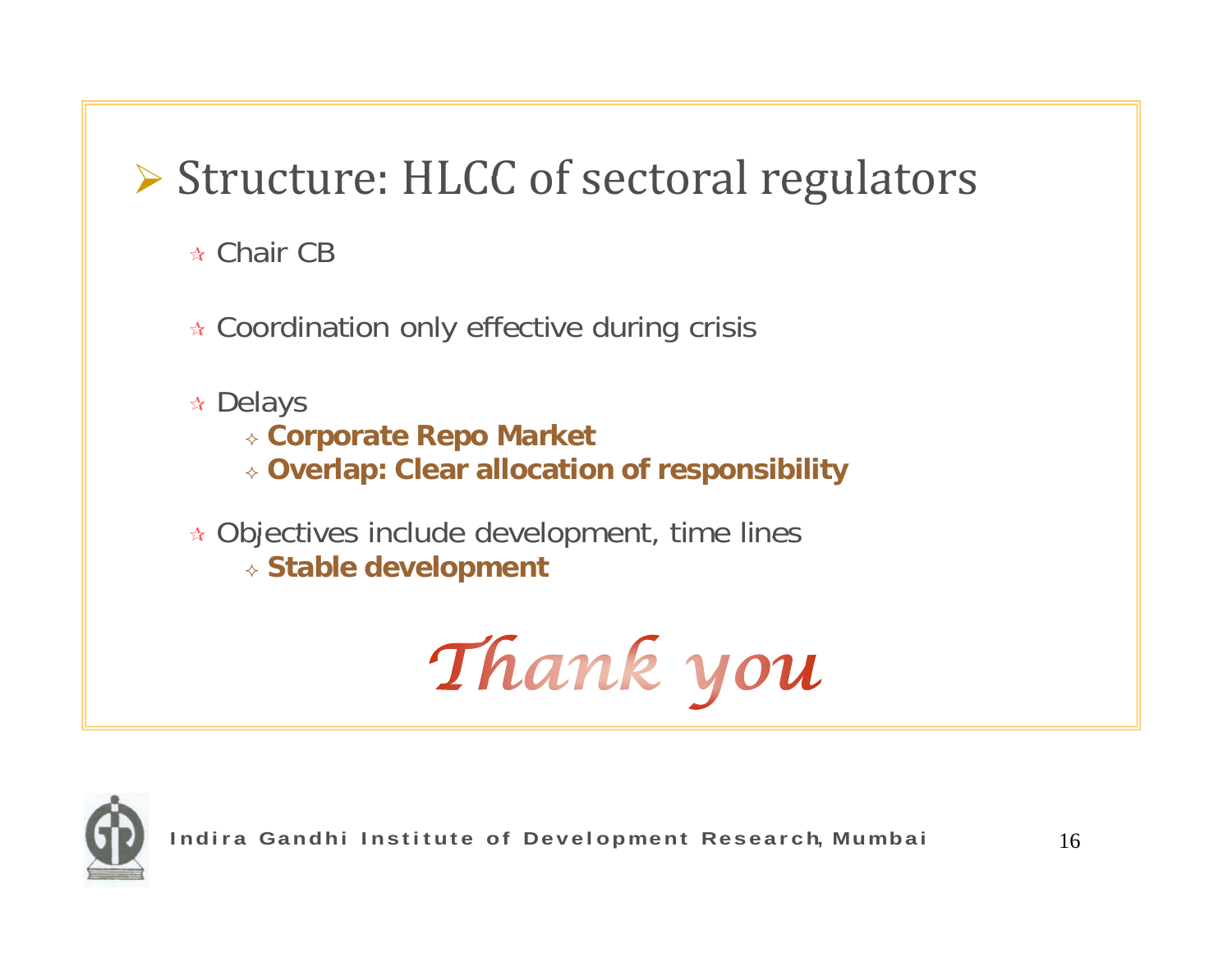- Structure: HLCC of sectoral regulators
  - Chair CB
  - Coordination only effective during crisis
  - Delays
    - **Corporate Repo Market**
    - **Overlap: Clear allocation of responsibility**
  - Objectives include development, time lines
    - **Stable development**

*Thank you*